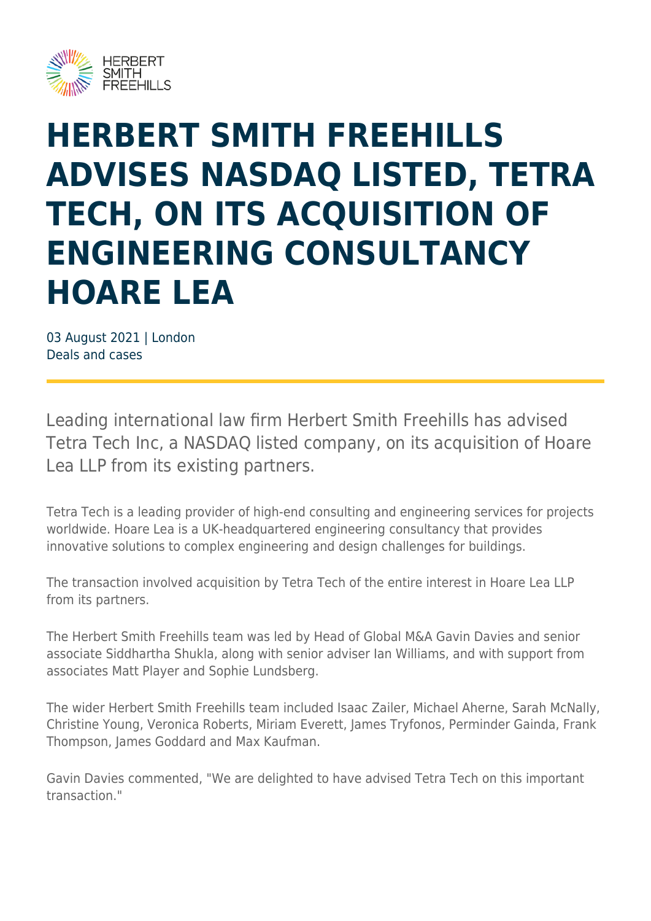# HERBERT SMITH FREEHILLS ADVISES NASDAQ LISTED, TETRA TECH, ON ITS ACQUISITION OF ENGINEERING CONSULTANCY HOARE LEA

03 August 2021 | London
Deals and cases

Leading international law firm Herbert Smith Freehills has advised Tetra Tech Inc, a NASDAQ listed company, on its acquisition of Hoare Lea LLP from its existing partners.

Tetra Tech is a leading provider of high-end consulting and engineering services for projects worldwide. Hoare Lea is a UK-headquartered engineering consultancy that provides innovative solutions to complex engineering and design challenges for buildings.

The transaction involved acquisition by Tetra Tech of the entire interest in Hoare Lea LLP from its partners.

The Herbert Smith Freehills team was led by Head of Global M&A Gavin Davies and senior associate Siddhartha Shukla, along with senior adviser Ian Williams, and with support from associates Matt Player and Sophie Lundsberg.

The wider Herbert Smith Freehills team included Isaac Zailer, Michael Aherne, Sarah McNally, Christine Young, Veronica Roberts, Miriam Everett, James Tryfonos, Perminder Gainda, Frank Thompson, James Goddard and Max Kaufman.

Gavin Davies commented, "We are delighted to have advised Tetra Tech on this important transaction."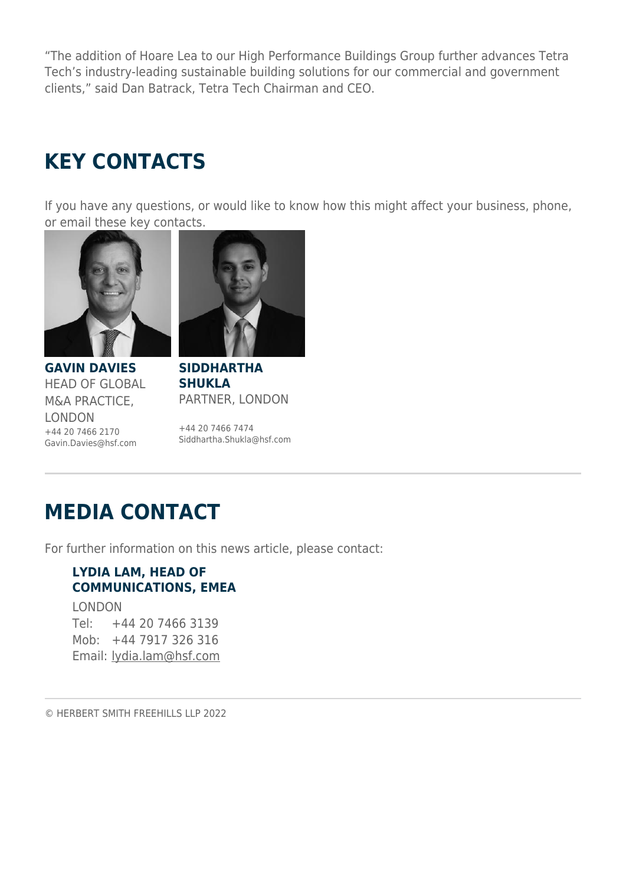"The addition of Hoare Lea to our High Performance Buildings Group further advances Tetra Tech's industry-leading sustainable building solutions for our commercial and government clients," said Dan Batrack, Tetra Tech Chairman and CEO.

## KEY CONTACTS

If you have any questions, or would like to know how this might affect your business, phone, or email these key contacts.

**GAVIN DAVIES**
HEAD OF GLOBAL M&A PRACTICE, LONDON
+44 20 7466 2170
Gavin.Davies@hsf.com

**SIDDHARTHA SHUKLA**
PARTNER, LONDON
+44 20 7466 7474
Siddhartha.Shukla@hsf.com

## MEDIA CONTACT

For further information on this news article, please contact:

**LYDIA LAM, HEAD OF COMMUNICATIONS, EMEA**

LONDON
Tel: +44 20 7466 3139
Mob: +44 7917 326 316
Email: lydia.lam@hsf.com

© HERBERT SMITH FREEHILLS LLP 2022